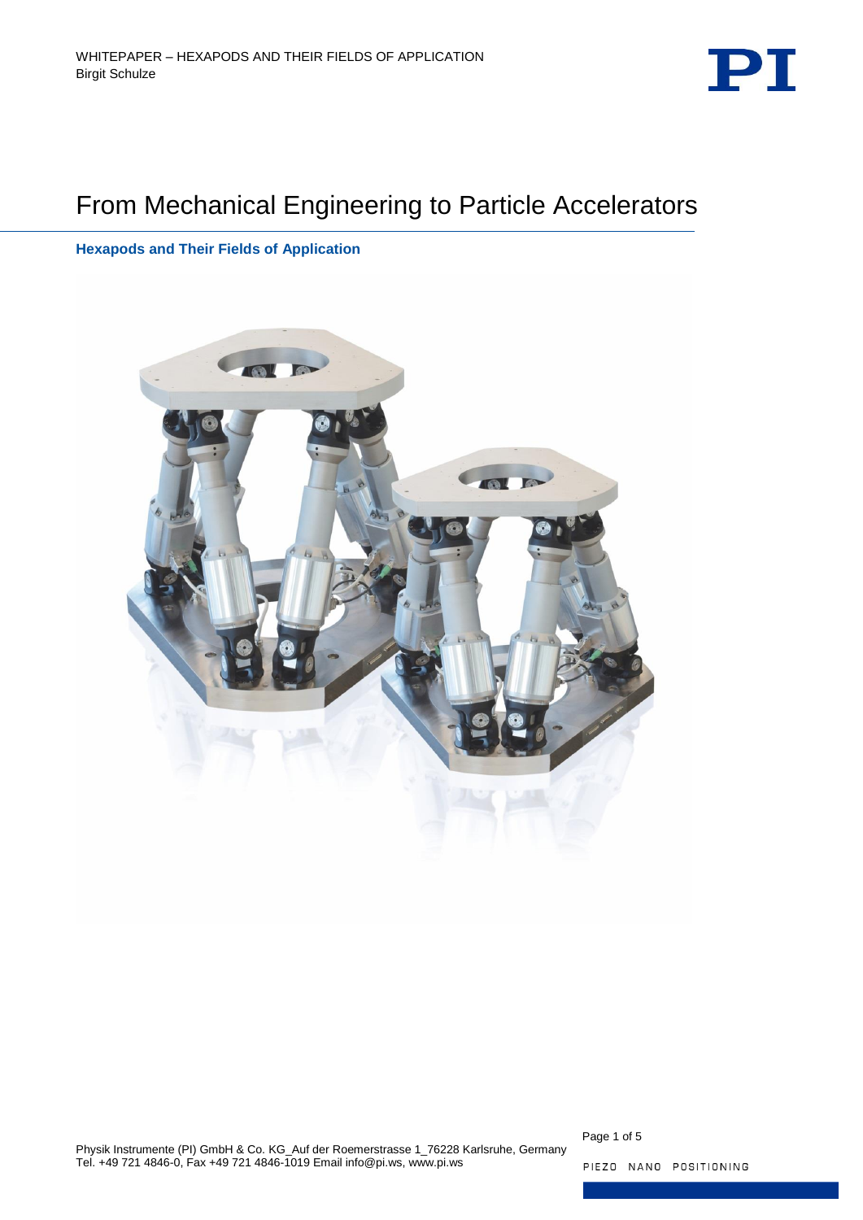# From Mechanical Engineering to Particle Accelerators

## Hexapods and Their Fields of Application

Physik Instrumente (PI) GmbH & Co. KG_Auf der Roemerstrasse 1_76228 Karlsruhe, Germany
Tel. +49 721 4846-0, Fax +49 721 4846-1019 Email info@pi.ws, www.pi.ws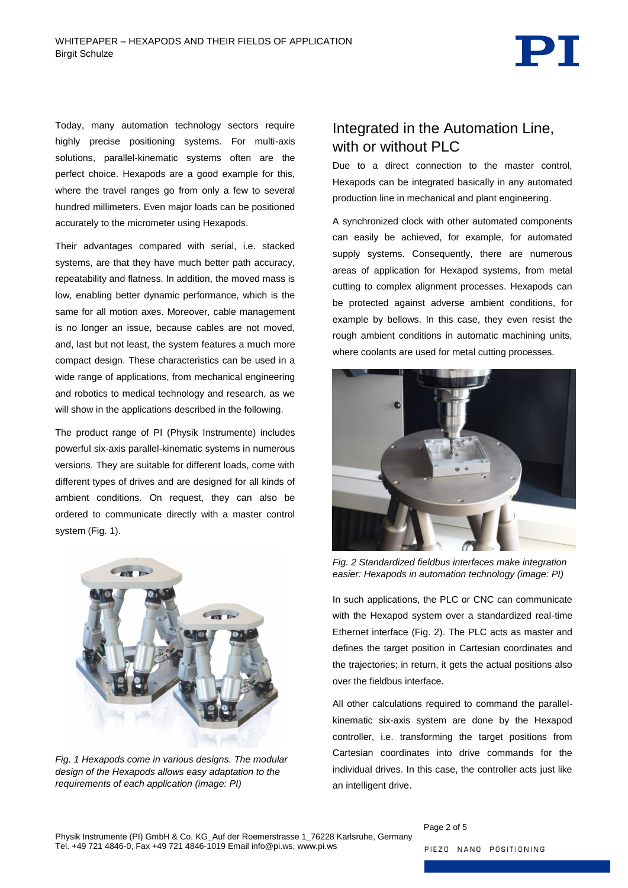Today, many automation technology sectors require highly precise positioning systems. For multi-axis solutions, parallel-kinematic systems often are the perfect choice. Hexapods are a good example for this, where the travel ranges go from only a few to several hundred millimeters. Even major loads can be positioned accurately to the micrometer using Hexapods.

Their advantages compared with serial, i.e. stacked systems, are that they have much better path accuracy, repeatability and flatness. In addition, the moved mass is low, enabling better dynamic performance, which is the same for all motion axes. Moreover, cable management is no longer an issue, because cables are not moved, and, last but not least, the system features a much more compact design. These characteristics can be used in a wide range of applications, from mechanical engineering and robotics to medical technology and research, as we will show in the applications described in the following.

The product range of PI (Physik Instrumente) includes powerful six-axis parallel-kinematic systems in numerous versions. They are suitable for different loads, come with different types of drives and are designed for all kinds of ambient conditions. On request, they can also be ordered to communicate directly with a master control system (Fig. 1).

*Fig. 1 Hexapods come in various designs. The modular design of the Hexapods allows easy adaptation to the requirements of each application (image: PI)*

## Integrated in the Automation Line, with or without PLC

Due to a direct connection to the master control, Hexapods can be integrated basically in any automated production line in mechanical and plant engineering.

A synchronized clock with other automated components can easily be achieved, for example, for automated supply systems. Consequently, there are numerous areas of application for Hexapod systems, from metal cutting to complex alignment processes. Hexapods can be protected against adverse ambient conditions, for example by bellows. In this case, they even resist the rough ambient conditions in automatic machining units, where coolants are used for metal cutting processes.

*Fig. 2 Standardized fieldbus interfaces make integration easier: Hexapods in automation technology (image: PI)*

In such applications, the PLC or CNC can communicate with the Hexapod system over a standardized real-time Ethernet interface (Fig. 2). The PLC acts as master and defines the target position in Cartesian coordinates and the trajectories; in return, it gets the actual positions also over the fieldbus interface.

All other calculations required to command the parallel-kinematic six-axis system are done by the Hexapod controller, i.e. transforming the target positions from Cartesian coordinates into drive commands for the individual drives. In this case, the controller acts just like an intelligent drive.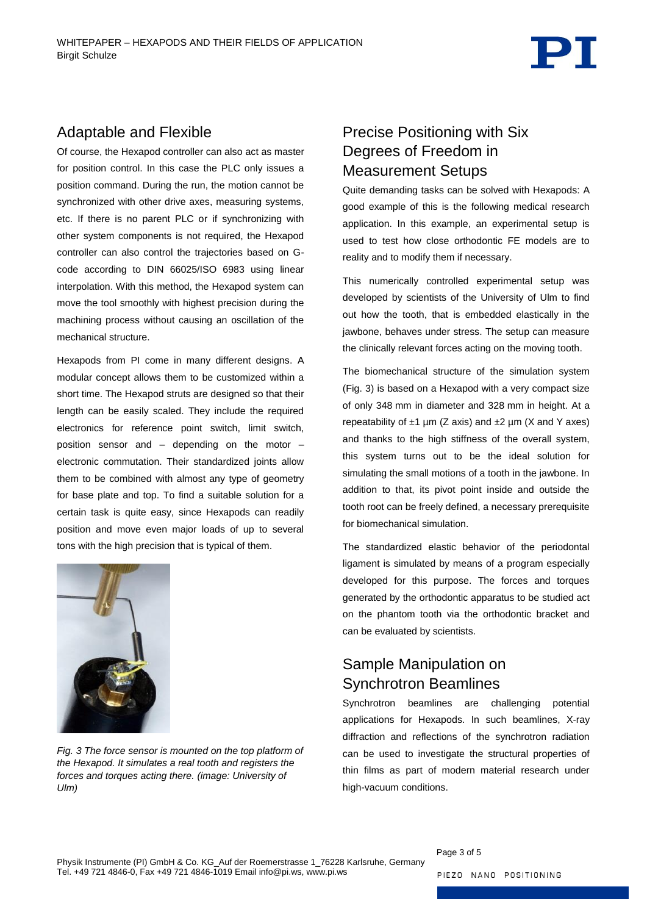## Adaptable and Flexible

Of course, the Hexapod controller can also act as master for position control. In this case the PLC only issues a position command. During the run, the motion cannot be synchronized with other drive axes, measuring systems, etc. If there is no parent PLC or if synchronizing with other system components is not required, the Hexapod controller can also control the trajectories based on G-code according to DIN 66025/ISO 6983 using linear interpolation. With this method, the Hexapod system can move the tool smoothly with highest precision during the machining process without causing an oscillation of the mechanical structure.

Hexapods from PI come in many different designs. A modular concept allows them to be customized within a short time. The Hexapod struts are designed so that their length can be easily scaled. They include the required electronics for reference point switch, limit switch, position sensor and – depending on the motor – electronic commutation. Their standardized joints allow them to be combined with almost any type of geometry for base plate and top. To find a suitable solution for a certain task is quite easy, since Hexapods can readily position and move even major loads of up to several tons with the high precision that is typical of them.

*Fig. 3 The force sensor is mounted on the top platform of the Hexapod. It simulates a real tooth and registers the forces and torques acting there. (image: University of Ulm)*

## Precise Positioning with Six Degrees of Freedom in Measurement Setups

Quite demanding tasks can be solved with Hexapods: A good example of this is the following medical research application. In this example, an experimental setup is used to test how close orthodontic FE models are to reality and to modify them if necessary.

This numerically controlled experimental setup was developed by scientists of the University of Ulm to find out how the tooth, that is embedded elastically in the jawbone, behaves under stress. The setup can measure the clinically relevant forces acting on the moving tooth.

The biomechanical structure of the simulation system (Fig. 3) is based on a Hexapod with a very compact size of only 348 mm in diameter and 328 mm in height. At a repeatability of ±1 µm (Z axis) and ±2 µm (X and Y axes) and thanks to the high stiffness of the overall system, this system turns out to be the ideal solution for simulating the small motions of a tooth in the jawbone. In addition to that, its pivot point inside and outside the tooth root can be freely defined, a necessary prerequisite for biomechanical simulation.

The standardized elastic behavior of the periodontal ligament is simulated by means of a program especially developed for this purpose. The forces and torques generated by the orthodontic apparatus to be studied act on the phantom tooth via the orthodontic bracket and can be evaluated by scientists.

## Sample Manipulation on Synchrotron Beamlines

Synchrotron beamlines are challenging potential applications for Hexapods. In such beamlines, X-ray diffraction and reflections of the synchrotron radiation can be used to investigate the structural properties of thin films as part of modern material research under high-vacuum conditions.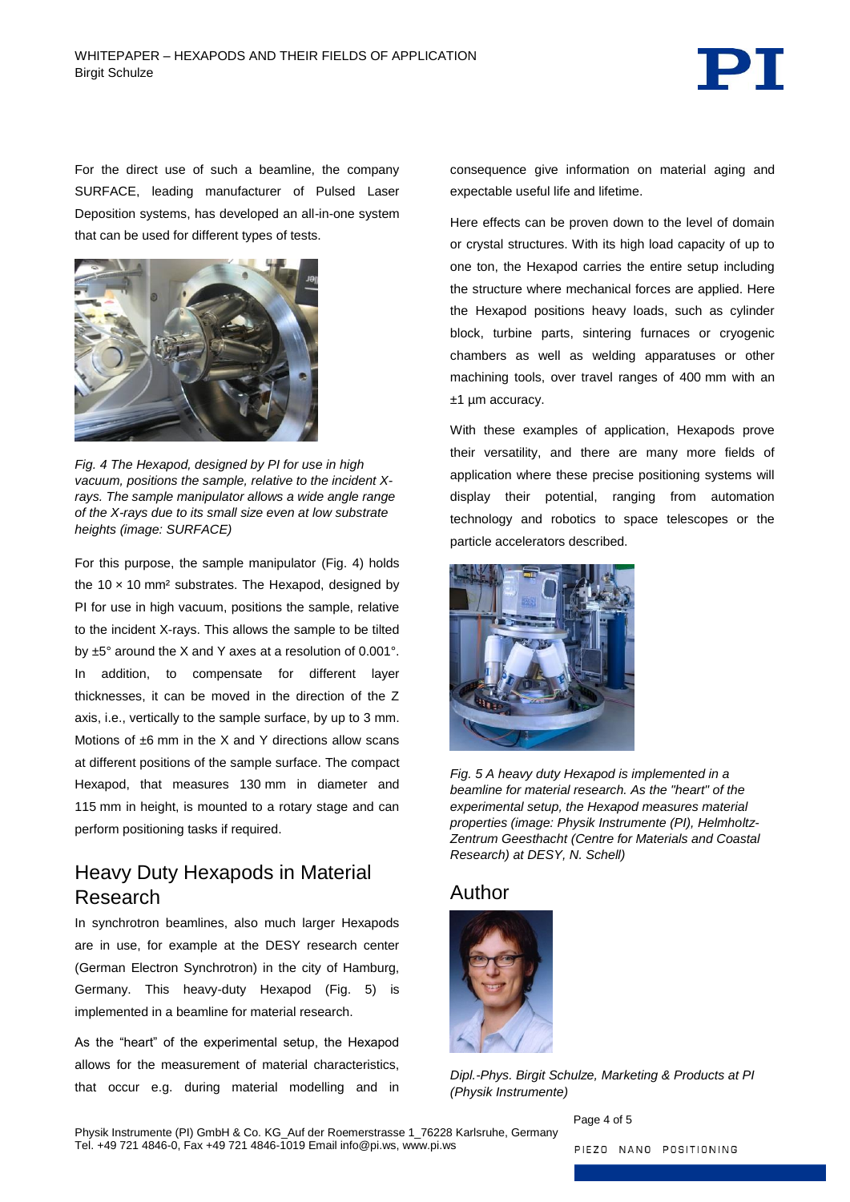For the direct use of such a beamline, the company SURFACE, leading manufacturer of Pulsed Laser Deposition systems, has developed an all-in-one system that can be used for different types of tests.

*Fig. 4 The Hexapod, designed by PI for use in high vacuum, positions the sample, relative to the incident X-rays. The sample manipulator allows a wide angle range of the X-rays due to its small size even at low substrate heights (image: SURFACE)*

For this purpose, the sample manipulator (Fig. 4) holds the 10 × 10 mm² substrates. The Hexapod, designed by PI for use in high vacuum, positions the sample, relative to the incident X-rays. This allows the sample to be tilted by ±5° around the X and Y axes at a resolution of 0.001°. In addition, to compensate for different layer thicknesses, it can be moved in the direction of the Z axis, i.e., vertically to the sample surface, by up to 3 mm. Motions of ±6 mm in the X and Y directions allow scans at different positions of the sample surface. The compact Hexapod, that measures 130 mm in diameter and 115 mm in height, is mounted to a rotary stage and can perform positioning tasks if required.

## Heavy Duty Hexapods in Material Research

In synchrotron beamlines, also much larger Hexapods are in use, for example at the DESY research center (German Electron Synchrotron) in the city of Hamburg, Germany. This heavy-duty Hexapod (Fig. 5) is implemented in a beamline for material research.

As the "heart" of the experimental setup, the Hexapod allows for the measurement of material characteristics, that occur e.g. during material modelling and in consequence give information on material aging and expectable useful life and lifetime.

Here effects can be proven down to the level of domain or crystal structures. With its high load capacity of up to one ton, the Hexapod carries the entire setup including the structure where mechanical forces are applied. Here the Hexapod positions heavy loads, such as cylinder block, turbine parts, sintering furnaces or cryogenic chambers as well as welding apparatuses or other machining tools, over travel ranges of 400 mm with an ±1 µm accuracy.

With these examples of application, Hexapods prove their versatility, and there are many more fields of application where these precise positioning systems will display their potential, ranging from automation technology and robotics to space telescopes or the particle accelerators described.

*Fig. 5 A heavy duty Hexapod is implemented in a beamline for material research. As the "heart" of the experimental setup, the Hexapod measures material properties (image: Physik Instrumente (PI), Helmholtz-Zentrum Geesthacht (Centre for Materials and Coastal Research) at DESY, N. Schell)*

## Author

*Dipl.-Phys. Birgit Schulze, Marketing & Products at PI (Physik Instrumente)*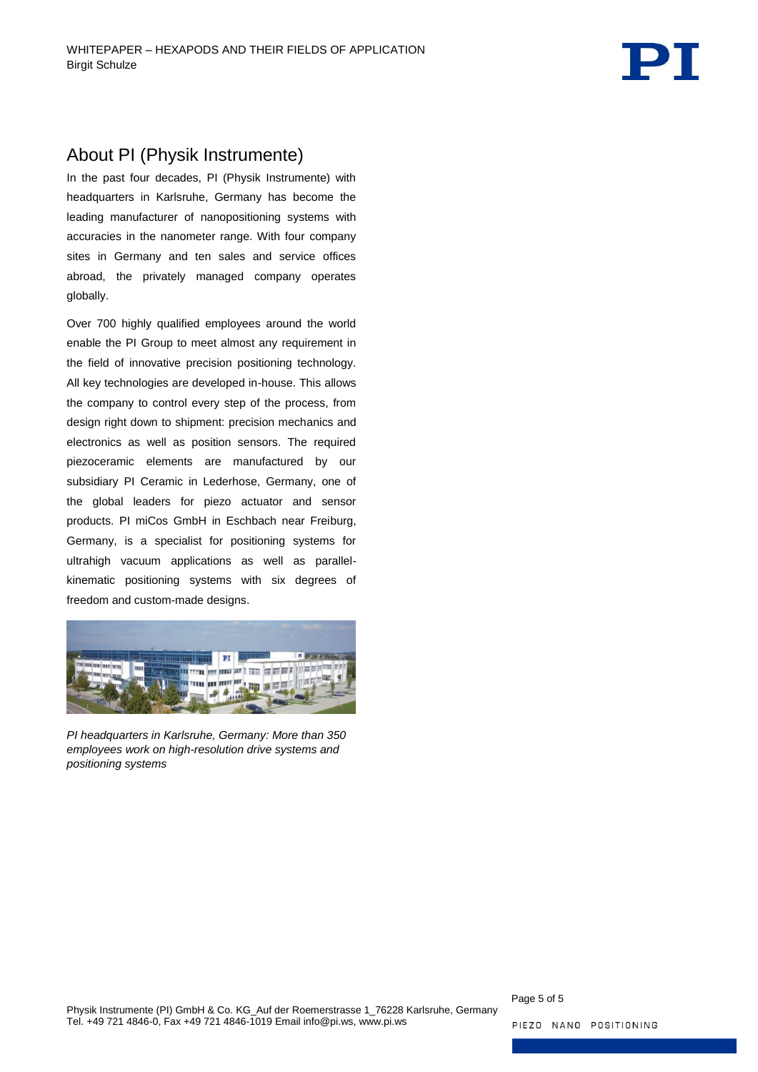## About PI (Physik Instrumente)

In the past four decades, PI (Physik Instrumente) with headquarters in Karlsruhe, Germany has become the leading manufacturer of nanopositioning systems with accuracies in the nanometer range. With four company sites in Germany and ten sales and service offices abroad, the privately managed company operates globally.

Over 700 highly qualified employees around the world enable the PI Group to meet almost any requirement in the field of innovative precision positioning technology. All key technologies are developed in-house. This allows the company to control every step of the process, from design right down to shipment: precision mechanics and electronics as well as position sensors. The required piezoceramic elements are manufactured by our subsidiary PI Ceramic in Lederhose, Germany, one of the global leaders for piezo actuator and sensor products. PI miCos GmbH in Eschbach near Freiburg, Germany, is a specialist for positioning systems for ultrahigh vacuum applications as well as parallel-kinematic positioning systems with six degrees of freedom and custom-made designs.

*PI headquarters in Karlsruhe, Germany: More than 350 employees work on high-resolution drive systems and positioning systems*

Physik Instrumente (PI) GmbH & Co. KG_Auf der Roemerstrasse 1_76228 Karlsruhe, Germany
Tel. +49 721 4846-0, Fax +49 721 4846-1019 Email info@pi.ws, www.pi.ws